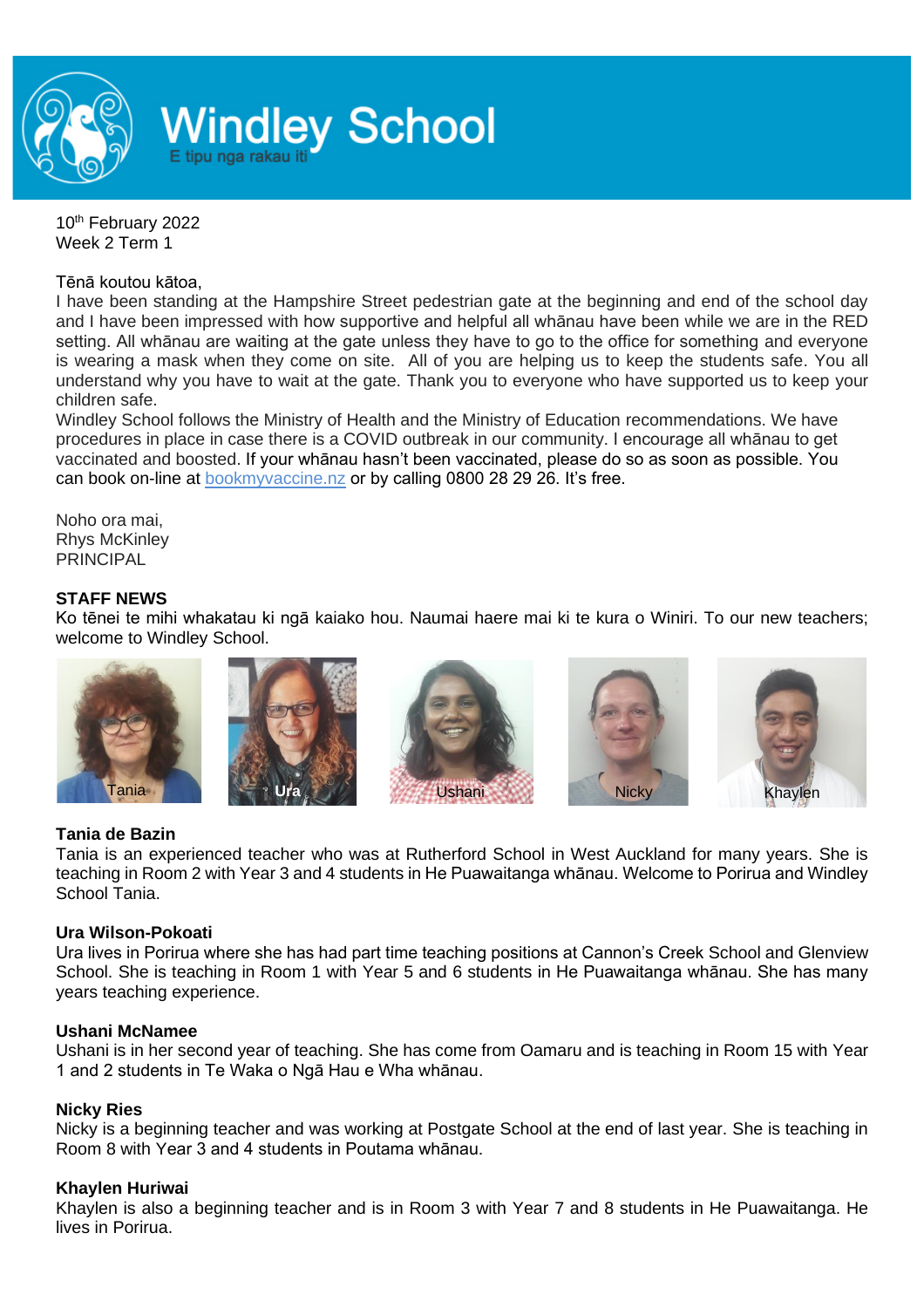# Windley School

E tipu nga rakau iti

10th February 2022
Week 2 Term 1

Tēnā koutou kātoa,
I have been standing at the Hampshire Street pedestrian gate at the beginning and end of the school day and I have been impressed with how supportive and helpful all whānau have been while we are in the RED setting. All whānau are waiting at the gate unless they have to go to the office for something and everyone is wearing a mask when they come on site. All of you are helping us to keep the students safe. You all understand why you have to wait at the gate. Thank you to everyone who have supported us to keep your children safe.
Windley School follows the Ministry of Health and the Ministry of Education recommendations. We have procedures in place in case there is a COVID outbreak in our community. I encourage all whānau to get vaccinated and boosted. If your whānau hasn't been vaccinated, please do so as soon as possible. You can book on-line at bookmyvaccine.nz or by calling 0800 28 29 26. It's free.

Noho ora mai,
Rhys McKinley
PRINCIPAL

**STAFF NEWS**

Ko tēnei te mihi whakatau ki ngā kaiako hou. Naumai haere mai ki te kura o Winiri. To our new teachers; welcome to Windley School.

Tania | Ura | Ushani | Nicky | Khaylen

**Tania de Bazin**
Tania is an experienced teacher who was at Rutherford School in West Auckland for many years. She is teaching in Room 2 with Year 3 and 4 students in He Puawaitanga whānau. Welcome to Porirua and Windley School Tania.

**Ura Wilson-Pokoati**
Ura lives in Porirua where she has had part time teaching positions at Cannon's Creek School and Glenview School. She is teaching in Room 1 with Year 5 and 6 students in He Puawaitanga whānau. She has many years teaching experience.

**Ushani McNamee**
Ushani is in her second year of teaching. She has come from Oamaru and is teaching in Room 15 with Year 1 and 2 students in Te Waka o Ngā Hau e Wha whānau.

**Nicky Ries**
Nicky is a beginning teacher and was working at Postgate School at the end of last year. She is teaching in Room 8 with Year 3 and 4 students in Poutama whānau.

**Khaylen Huriwai**
Khaylen is also a beginning teacher and is in Room 3 with Year 7 and 8 students in He Puawaitanga. He lives in Porirua.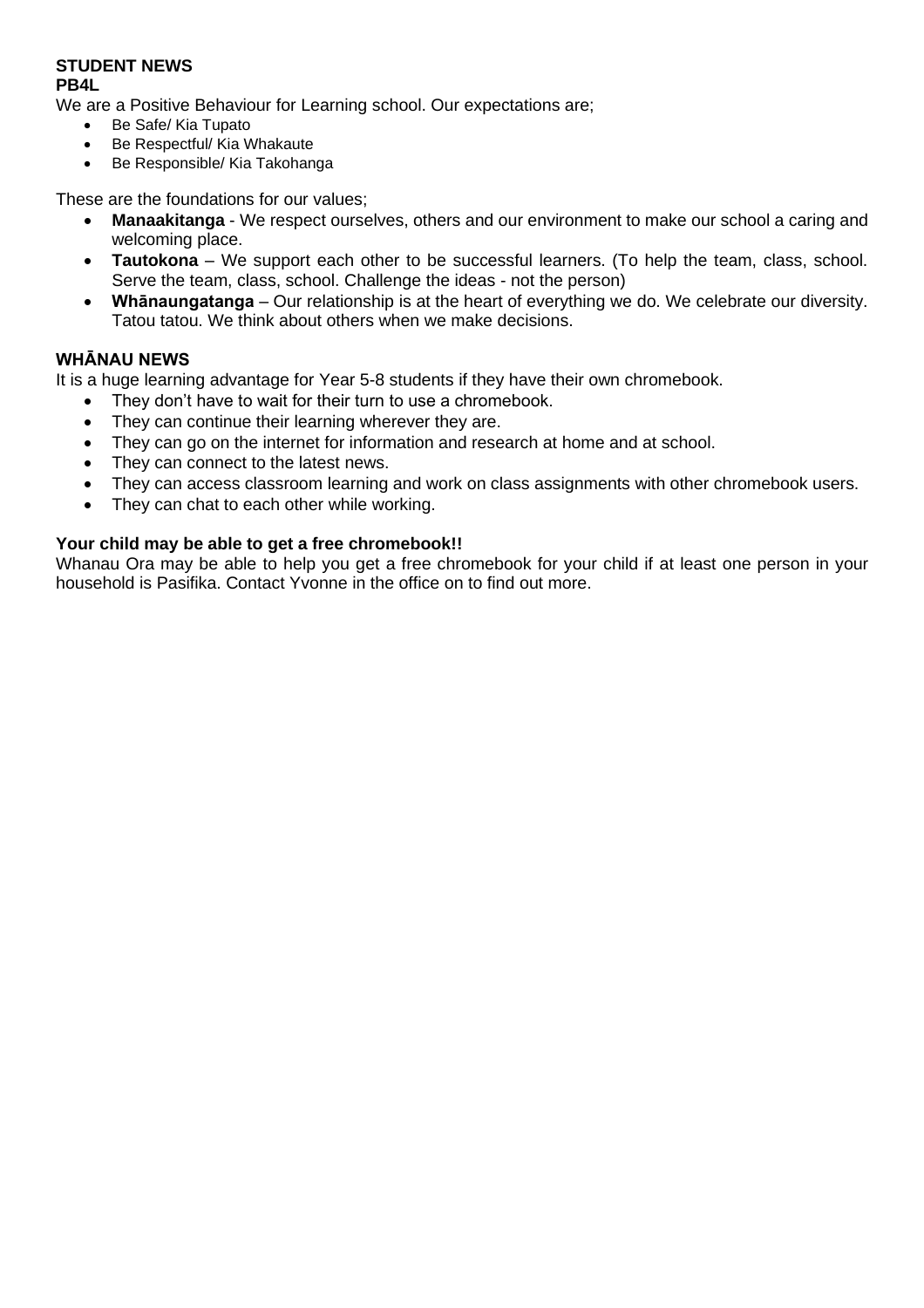**STUDENT NEWS**

**PB4L**

We are a Positive Behaviour for Learning school. Our expectations are;

- Be Safe/ Kia Tupato
- Be Respectful/ Kia Whakaute
- Be Responsible/ Kia Takohanga

These are the foundations for our values;

- **Manaakitanga** - We respect ourselves, others and our environment to make our school a caring and welcoming place.
- **Tautokona** – We support each other to be successful learners. (To help the team, class, school. Serve the team, class, school. Challenge the ideas - not the person)
- **Whānaungatanga** – Our relationship is at the heart of everything we do. We celebrate our diversity. Tatou tatou. We think about others when we make decisions.

**WHĀNAU NEWS**

It is a huge learning advantage for Year 5-8 students if they have their own chromebook.

- They don't have to wait for their turn to use a chromebook.
- They can continue their learning wherever they are.
- They can go on the internet for information and research at home and at school.
- They can connect to the latest news.
- They can access classroom learning and work on class assignments with other chromebook users.
- They can chat to each other while working.

**Your child may be able to get a free chromebook!!**

Whanau Ora may be able to help you get a free chromebook for your child if at least one person in your household is Pasifika. Contact Yvonne in the office on to find out more.